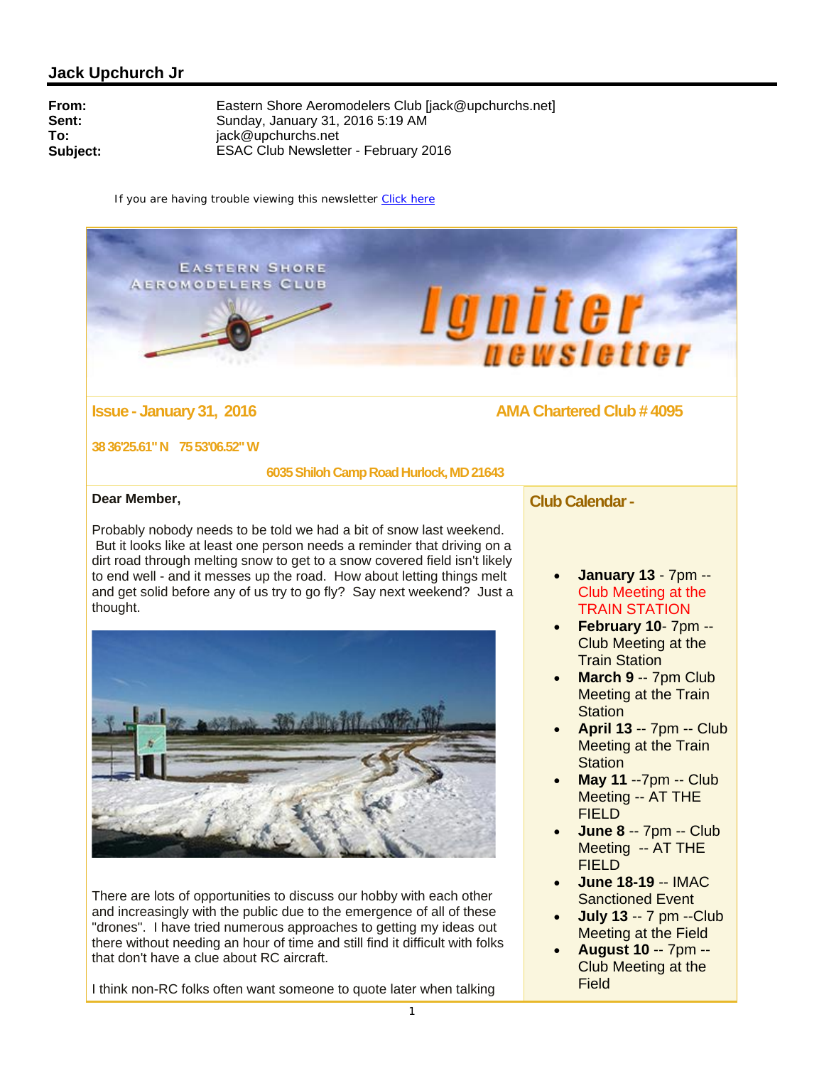## Jack Upchurch Jr

**From:** Eastern Shore Aeromodelers Club [jack@upchurchs.net]
**Sent:** Sunday, January 31, 2016 5:19 AM
**To:** jack@upchurchs.net
**Subject:** ESAC Club Newsletter - February 2016

If you are having trouble viewing this newsletter Click here

EASTERN SHORE AEROMODELERS CLUB

# Igniter newsletter

### Issue - January 31, 2016

### AMA Chartered Club # 4095

**38 36'25.61" N 75 53'06.52" W**

**6035 Shiloh Camp Road Hurlock, MD 21643**

**Dear Member,**

Probably nobody needs to be told we had a bit of snow last weekend. But it looks like at least one person needs a reminder that driving on a dirt road through melting snow to get to a snow covered field isn't likely to end well - and it messes up the road. How about letting things melt and get solid before any of us try to go fly? Say next weekend? Just a thought.

There are lots of opportunities to discuss our hobby with each other and increasingly with the public due to the emergence of all of these "drones". I have tried numerous approaches to getting my ideas out there without needing an hour of time and still find it difficult with folks that don't have a clue about RC aircraft.

I think non-RC folks often want someone to quote later when talking

### Club Calendar -

- **January 13** - 7pm -- Club Meeting at the TRAIN STATION
- **February 10**- 7pm -- Club Meeting at the Train Station
- **March 9** -- 7pm Club Meeting at the Train Station
- **April 13** -- 7pm -- Club Meeting at the Train Station
- **May 11** --7pm -- Club Meeting -- AT THE FIELD
- **June 8** -- 7pm -- Club Meeting -- AT THE FIELD
- **June 18-19** -- IMAC Sanctioned Event
- **July 13** -- 7 pm --Club Meeting at the Field
- **August 10** -- 7pm -- Club Meeting at the Field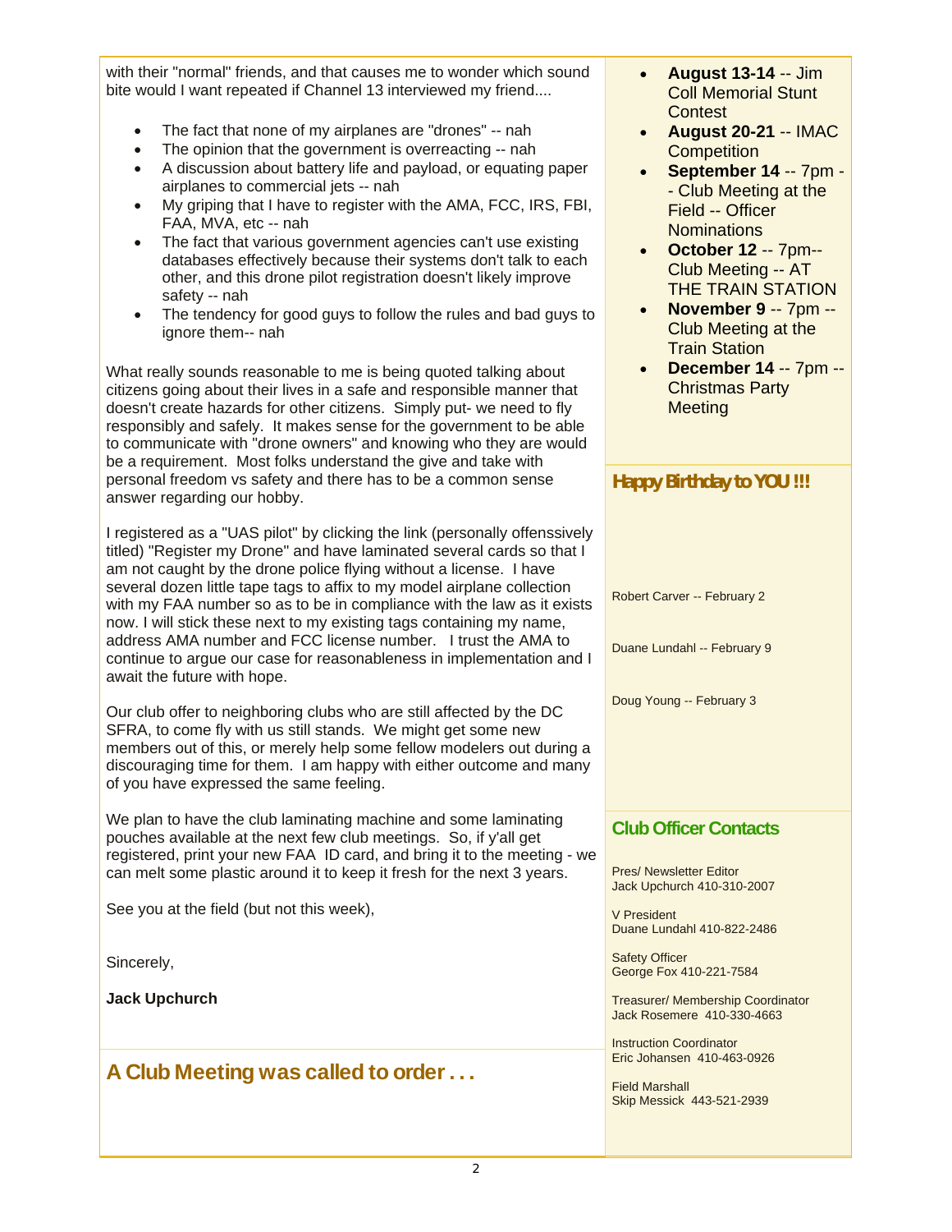with their "normal" friends, and that causes me to wonder which sound bite would I want repeated if Channel 13 interviewed my friend....

- The fact that none of my airplanes are "drones" -- nah
- The opinion that the government is overreacting -- nah
- A discussion about battery life and payload, or equating paper airplanes to commercial jets -- nah
- My griping that I have to register with the AMA, FCC, IRS, FBI, FAA, MVA, etc -- nah
- The fact that various government agencies can't use existing databases effectively because their systems don't talk to each other, and this drone pilot registration doesn't likely improve safety -- nah
- The tendency for good guys to follow the rules and bad guys to ignore them-- nah

What really sounds reasonable to me is being quoted talking about citizens going about their lives in a safe and responsible manner that doesn't create hazards for other citizens. Simply put- we need to fly responsibly and safely. It makes sense for the government to be able to communicate with "drone owners" and knowing who they are would be a requirement. Most folks understand the give and take with personal freedom vs safety and there has to be a common sense answer regarding our hobby.

I registered as a "UAS pilot" by clicking the link (personally offenssively titled) "Register my Drone" and have laminated several cards so that I am not caught by the drone police flying without a license. I have several dozen little tape tags to affix to my model airplane collection with my FAA number so as to be in compliance with the law as it exists now. I will stick these next to my existing tags containing my name, address AMA number and FCC license number. I trust the AMA to continue to argue our case for reasonableness in implementation and I await the future with hope.

Our club offer to neighboring clubs who are still affected by the DC SFRA, to come fly with us still stands. We might get some new members out of this, or merely help some fellow modelers out during a discouraging time for them. I am happy with either outcome and many of you have expressed the same feeling.

We plan to have the club laminating machine and some laminating pouches available at the next few club meetings. So, if y'all get registered, print your new FAA ID card, and bring it to the meeting - we can melt some plastic around it to keep it fresh for the next 3 years.

See you at the field (but not this week),

Sincerely,

**Jack Upchurch**

## A Club Meeting was called to order . . .

- **August 13-14** -- Jim Coll Memorial Stunt Contest
- **August 20-21** -- IMAC Competition
- **September 14** -- 7pm -- Club Meeting at the Field -- Officer Nominations
- **October 12** -- 7pm-- Club Meeting -- AT THE TRAIN STATION
- **November 9** -- 7pm -- Club Meeting at the Train Station
- **December 14** -- 7pm -- Christmas Party Meeting

## Happy Birthday to YOU !!!

Robert Carver -- February 2

Duane Lundahl -- February 9

Doug Young -- February 3

## Club Officer Contacts

Pres/ Newsletter Editor
Jack Upchurch 410-310-2007

V President
Duane Lundahl 410-822-2486

Safety Officer
George Fox 410-221-7584

Treasurer/ Membership Coordinator
Jack Rosemere 410-330-4663

Instruction Coordinator
Eric Johansen 410-463-0926

Field Marshall
Skip Messick 443-521-2939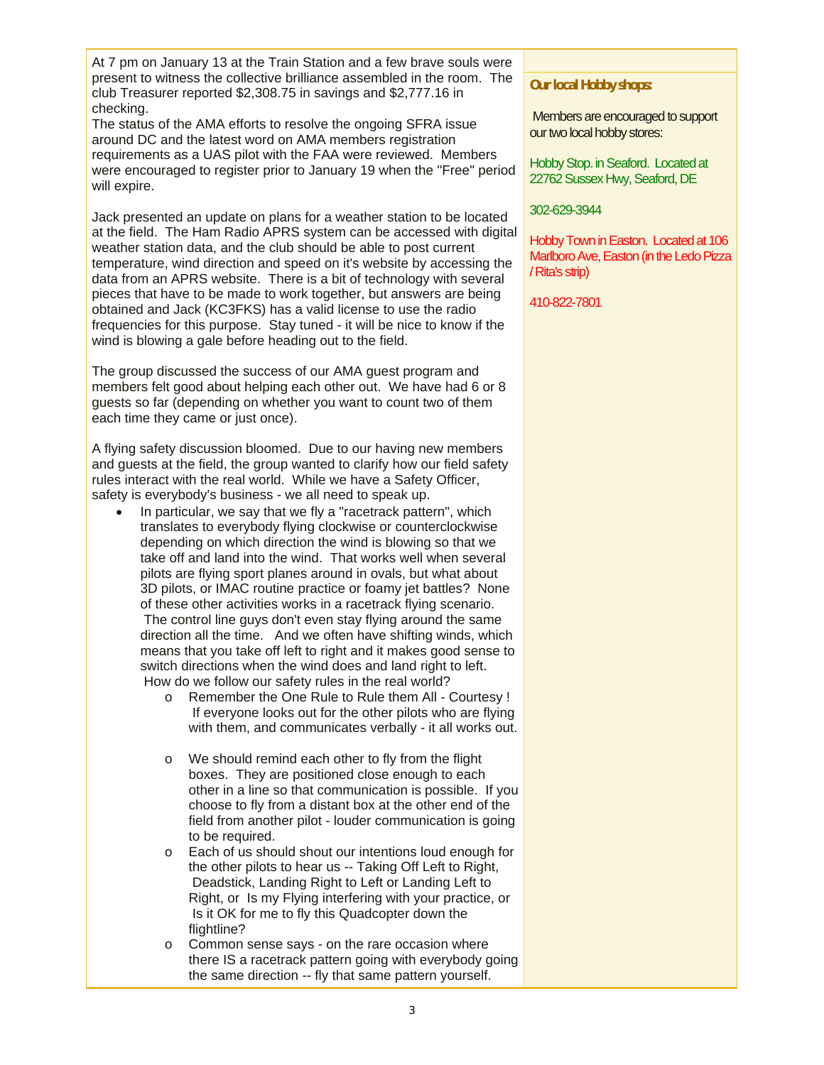At 7 pm on January 13 at the Train Station and a few brave souls were present to witness the collective brilliance assembled in the room. The club Treasurer reported $2,308.75 in savings and $2,777.16 in checking.
The status of the AMA efforts to resolve the ongoing SFRA issue around DC and the latest word on AMA members registration requirements as a UAS pilot with the FAA were reviewed. Members were encouraged to register prior to January 19 when the "Free" period will expire.

Jack presented an update on plans for a weather station to be located at the field. The Ham Radio APRS system can be accessed with digital weather station data, and the club should be able to post current temperature, wind direction and speed on it's website by accessing the data from an APRS website. There is a bit of technology with several pieces that have to be made to work together, but answers are being obtained and Jack (KC3FKS) has a valid license to use the radio frequencies for this purpose. Stay tuned - it will be nice to know if the wind is blowing a gale before heading out to the field.

The group discussed the success of our AMA guest program and members felt good about helping each other out. We have had 6 or 8 guests so far (depending on whether you want to count two of them each time they came or just once).

A flying safety discussion bloomed. Due to our having new members and guests at the field, the group wanted to clarify how our field safety rules interact with the real world. While we have a Safety Officer, safety is everybody's business - we all need to speak up.

- In particular, we say that we fly a "racetrack pattern", which translates to everybody flying clockwise or counterclockwise depending on which direction the wind is blowing so that we take off and land into the wind. That works well when several pilots are flying sport planes around in ovals, but what about 3D pilots, or IMAC routine practice or foamy jet battles? None of these other activities works in a racetrack flying scenario. The control line guys don't even stay flying around the same direction all the time. And we often have shifting winds, which means that you take off left to right and it makes good sense to switch directions when the wind does and land right to left. How do we follow our safety rules in the real world?
  - Remember the One Rule to Rule them All - Courtesy ! If everyone looks out for the other pilots who are flying with them, and communicates verbally - it all works out.
  - We should remind each other to fly from the flight boxes. They are positioned close enough to each other in a line so that communication is possible. If you choose to fly from a distant box at the other end of the field from another pilot - louder communication is going to be required.
  - Each of us should shout our intentions loud enough for the other pilots to hear us -- Taking Off Left to Right, Deadstick, Landing Right to Left or Landing Left to Right, or Is my Flying interfering with your practice, or Is it OK for me to fly this Quadcopter down the flightline?
  - Common sense says - on the rare occasion where there IS a racetrack pattern going with everybody going the same direction -- fly that same pattern yourself.

**Our local Hobby shops:**

Members are encouraged to support our two local hobby stores:

Hobby Stop. in Seaford. Located at 22762 Sussex Hwy, Seaford, DE

302-629-3944

Hobby Town in Easton. Located at 106 Marlboro Ave, Easton (in the Ledo Pizza / Rita's strip)

410-822-7801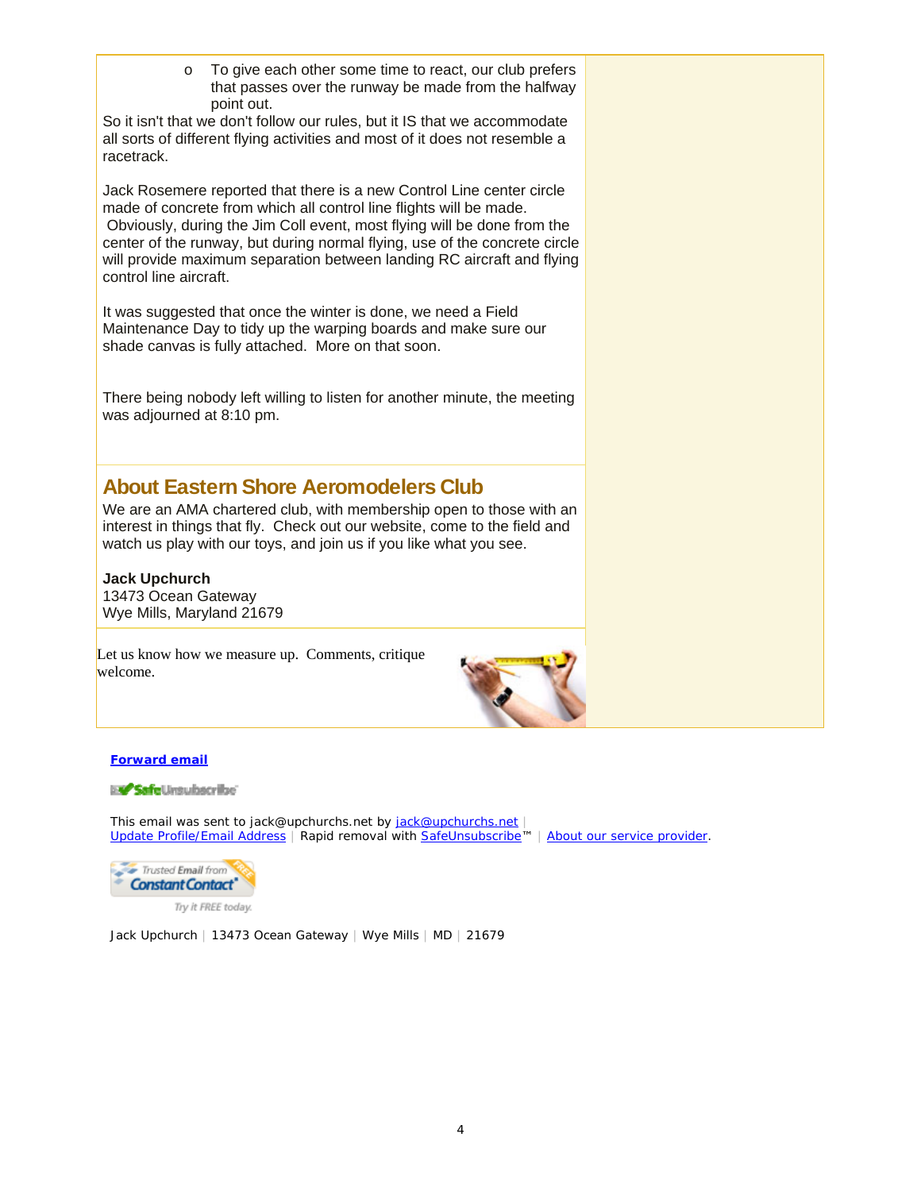- To give each other some time to react, our club prefers that passes over the runway be made from the halfway point out.

So it isn't that we don't follow our rules, but it IS that we accommodate all sorts of different flying activities and most of it does not resemble a racetrack.

Jack Rosemere reported that there is a new Control Line center circle made of concrete from which all control line flights will be made. Obviously, during the Jim Coll event, most flying will be done from the center of the runway, but during normal flying, use of the concrete circle will provide maximum separation between landing RC aircraft and flying control line aircraft.

It was suggested that once the winter is done, we need a Field Maintenance Day to tidy up the warping boards and make sure our shade canvas is fully attached. More on that soon.

There being nobody left willing to listen for another minute, the meeting was adjourned at 8:10 pm.

## About Eastern Shore Aeromodelers Club

We are an AMA chartered club, with membership open to those with an interest in things that fly. Check out our website, come to the field and watch us play with our toys, and join us if you like what you see.

**Jack Upchurch**
13473 Ocean Gateway
Wye Mills, Maryland 21679

Let us know how we measure up. Comments, critique welcome.

**Forward email**

SafeUnsubscribe

This email was sent to jack@upchurchs.net by jack@upchurchs.net | Update Profile/Email Address | Rapid removal with SafeUnsubscribe™ | About our service provider.

Trusted Email from Constant Contact
Try it FREE today.

Jack Upchurch | 13473 Ocean Gateway | Wye Mills | MD | 21679